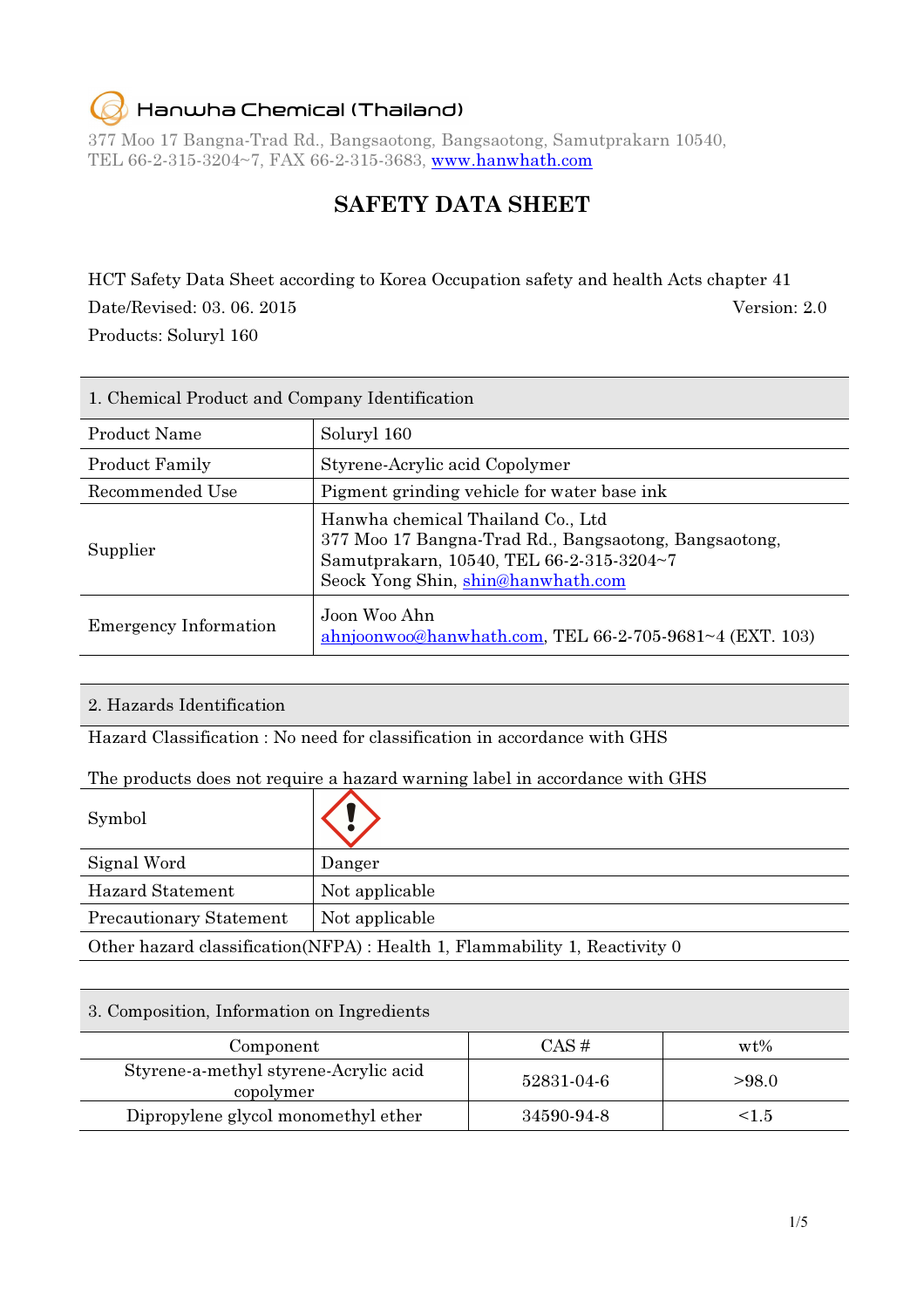Hanwha Chemical (Thailand)

377 Moo 17 Bangna-Trad Rd., Bangsaotong, Bangsaotong, Samutprakarn 10540,
TEL 66-2-315-3204~7, FAX 66-2-315-3683, www.hanwhath.com

# SAFETY DATA SHEET

HCT Safety Data Sheet according to Korea Occupation safety and health Acts chapter 41

Date/Revised: 03. 06. 2015 Version: 2.0

Products: Soluryl 160

## 1. Chemical Product and Company Identification

| | |
|---|---|
| Product Name | Soluryl 160 |
| Product Family | Styrene-Acrylic acid Copolymer |
| Recommended Use | Pigment grinding vehicle for water base ink |
| Supplier | Hanwha chemical Thailand Co., Ltd<br>377 Moo 17 Bangna-Trad Rd., Bangsaotong, Bangsaotong, Samutprakarn, 10540, TEL 66-2-315-3204~7<br>Seock Yong Shin, shin@hanwhath.com |
| Emergency Information | Joon Woo Ahn<br>ahnjoonwoo@hanwhath.com, TEL 66-2-705-9681~4 (EXT. 103) |

## 2. Hazards Identification

Hazard Classification : No need for classification in accordance with GHS

The products does not require a hazard warning label in accordance with GHS

| | |
|---|---|
| Symbol | ! |
| Signal Word | Danger |
| Hazard Statement | Not applicable |
| Precautionary Statement | Not applicable |

Other hazard classification(NFPA) : Health 1, Flammability 1, Reactivity 0

## 3. Composition, Information on Ingredients

| Component | CAS # | wt% |
|---|---|---|
| Styrene-a-methyl styrene-Acrylic acid copolymer | 52831-04-6 | >98.0 |
| Dipropylene glycol monomethyl ether | 34590-94-8 | <1.5 |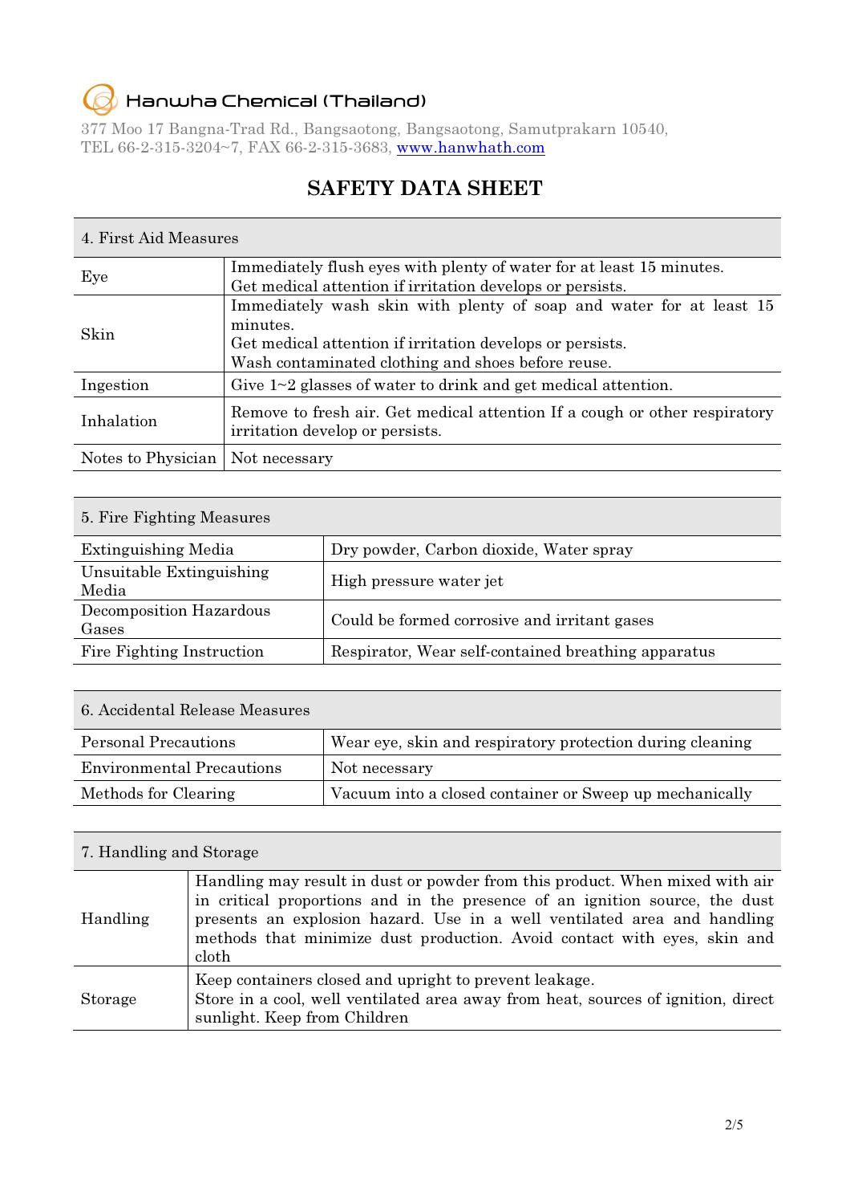Hanwha Chemical (Thailand)

377 Moo 17 Bangna-Trad Rd., Bangsaotong, Bangsaotong, Samutprakarn 10540,
TEL 66-2-315-3204~7, FAX 66-2-315-3683, www.hanwhath.com

# SAFETY DATA SHEET

| 4. First Aid Measures | |
|---|---|
| Eye | Immediately flush eyes with plenty of water for at least 15 minutes.<br>Get medical attention if irritation develops or persists. |
| Skin | Immediately wash skin with plenty of soap and water for at least 15 minutes.<br>Get medical attention if irritation develops or persists.<br>Wash contaminated clothing and shoes before reuse. |
| Ingestion | Give 1~2 glasses of water to drink and get medical attention. |
| Inhalation | Remove to fresh air. Get medical attention If a cough or other respiratory irritation develop or persists. |
| Notes to Physician | Not necessary |

| 5. Fire Fighting Measures | |
|---|---|
| Extinguishing Media | Dry powder, Carbon dioxide, Water spray |
| Unsuitable Extinguishing Media | High pressure water jet |
| Decomposition Hazardous Gases | Could be formed corrosive and irritant gases |
| Fire Fighting Instruction | Respirator, Wear self-contained breathing apparatus |

| 6. Accidental Release Measures | |
|---|---|
| Personal Precautions | Wear eye, skin and respiratory protection during cleaning |
| Environmental Precautions | Not necessary |
| Methods for Clearing | Vacuum into a closed container or Sweep up mechanically |

| 7. Handling and Storage | |
|---|---|
| Handling | Handling may result in dust or powder from this product. When mixed with air in critical proportions and in the presence of an ignition source, the dust presents an explosion hazard. Use in a well ventilated area and handling methods that minimize dust production. Avoid contact with eyes, skin and cloth |
| Storage | Keep containers closed and upright to prevent leakage.<br>Store in a cool, well ventilated area away from heat, sources of ignition, direct sunlight. Keep from Children |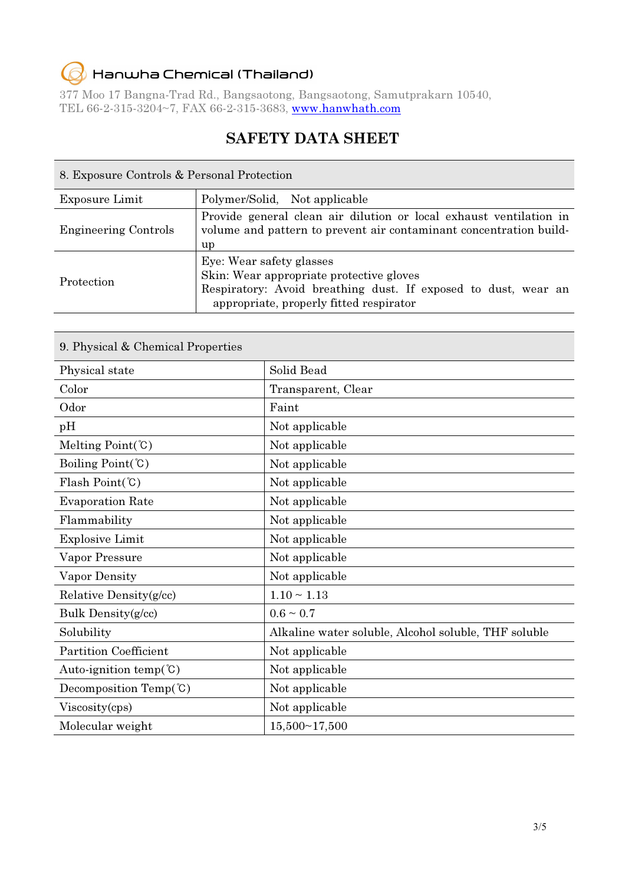Hanwha Chemical (Thailand)

377 Moo 17 Bangna-Trad Rd., Bangsaotong, Bangsaotong, Samutprakarn 10540,
TEL 66-2-315-3204~7, FAX 66-2-315-3683, www.hanwhath.com

# SAFETY DATA SHEET

| 8. Exposure Controls & Personal Protection | |
|---|---|
| Exposure Limit | Polymer/Solid, Not applicable |
| Engineering Controls | Provide general clean air dilution or local exhaust ventilation in volume and pattern to prevent air contaminant concentration build-up |
| Protection | Eye: Wear safety glasses<br>Skin: Wear appropriate protective gloves<br>Respiratory: Avoid breathing dust. If exposed to dust, wear an appropriate, properly fitted respirator |

| 9. Physical & Chemical Properties | |
|---|---|
| Physical state | Solid Bead |
| Color | Transparent, Clear |
| Odor | Faint |
| pH | Not applicable |
| Melting Point(℃) | Not applicable |
| Boiling Point(℃) | Not applicable |
| Flash Point(℃) | Not applicable |
| Evaporation Rate | Not applicable |
| Flammability | Not applicable |
| Explosive Limit | Not applicable |
| Vapor Pressure | Not applicable |
| Vapor Density | Not applicable |
| Relative Density(g/cc) | 1.10 ~ 1.13 |
| Bulk Density(g/cc) | 0.6 ~ 0.7 |
| Solubility | Alkaline water soluble, Alcohol soluble, THF soluble |
| Partition Coefficient | Not applicable |
| Auto-ignition temp(℃) | Not applicable |
| Decomposition Temp(℃) | Not applicable |
| Viscosity(cps) | Not applicable |
| Molecular weight | 15,500~17,500 |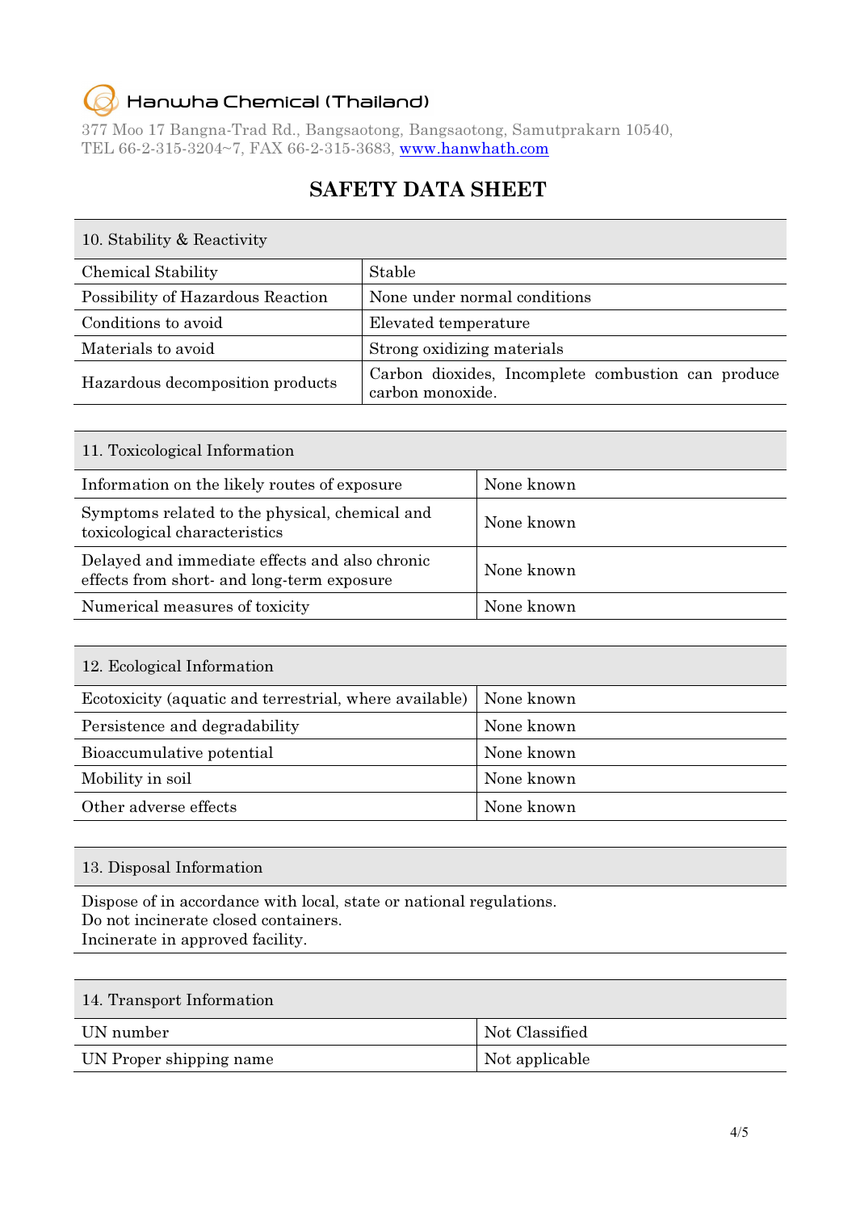Hanwha Chemical (Thailand)

377 Moo 17 Bangna-Trad Rd., Bangsaotong, Bangsaotong, Samutprakarn 10540,
TEL 66-2-315-3204~7, FAX 66-2-315-3683, www.hanwhath.com

# SAFETY DATA SHEET

| 10. Stability & Reactivity | |
|---|---|
| Chemical Stability | Stable |
| Possibility of Hazardous Reaction | None under normal conditions |
| Conditions to avoid | Elevated temperature |
| Materials to avoid | Strong oxidizing materials |
| Hazardous decomposition products | Carbon dioxides, Incomplete combustion can produce carbon monoxide. |

| 11. Toxicological Information | |
|---|---|
| Information on the likely routes of exposure | None known |
| Symptoms related to the physical, chemical and toxicological characteristics | None known |
| Delayed and immediate effects and also chronic effects from short- and long-term exposure | None known |
| Numerical measures of toxicity | None known |

| 12. Ecological Information | |
|---|---|
| Ecotoxicity (aquatic and terrestrial, where available) | None known |
| Persistence and degradability | None known |
| Bioaccumulative potential | None known |
| Mobility in soil | None known |
| Other adverse effects | None known |

## 13. Disposal Information

Dispose of in accordance with local, state or national regulations.
Do not incinerate closed containers.
Incinerate in approved facility.

| 14. Transport Information | |
|---|---|
| UN number | Not Classified |
| UN Proper shipping name | Not applicable |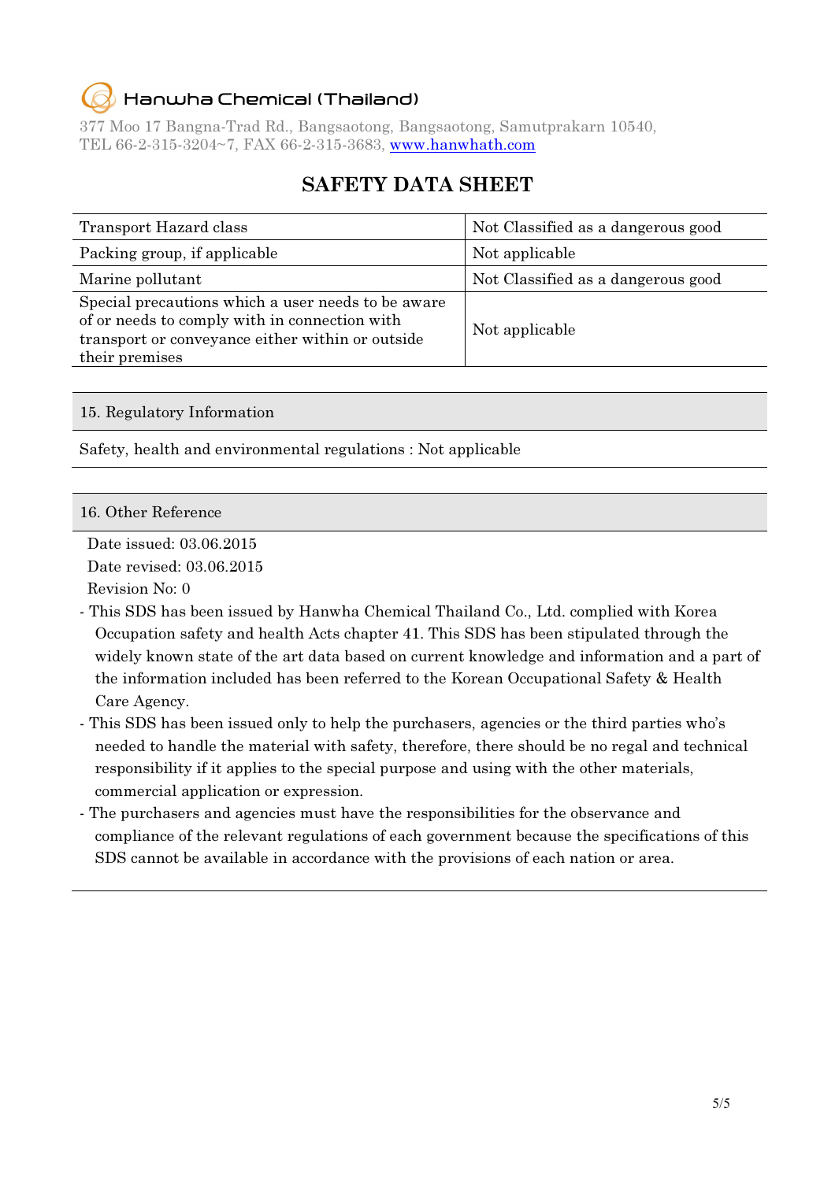Hanwha Chemical (Thailand)

377 Moo 17 Bangna-Trad Rd., Bangsaotong, Bangsaotong, Samutprakarn 10540,
TEL 66-2-315-3204~7, FAX 66-2-315-3683, www.hanwhath.com

# SAFETY DATA SHEET

| | |
|---|---|
| Transport Hazard class | Not Classified as a dangerous good |
| Packing group, if applicable | Not applicable |
| Marine pollutant | Not Classified as a dangerous good |
| Special precautions which a user needs to be aware of or needs to comply with in connection with transport or conveyance either within or outside their premises | Not applicable |

## 15. Regulatory Information

Safety, health and environmental regulations : Not applicable

## 16. Other Reference

Date issued: 03.06.2015
Date revised: 03.06.2015
Revision No: 0

- This SDS has been issued by Hanwha Chemical Thailand Co., Ltd. complied with Korea Occupation safety and health Acts chapter 41. This SDS has been stipulated through the widely known state of the art data based on current knowledge and information and a part of the information included has been referred to the Korean Occupational Safety & Health Care Agency.
- This SDS has been issued only to help the purchasers, agencies or the third parties who's needed to handle the material with safety, therefore, there should be no regal and technical responsibility if it applies to the special purpose and using with the other materials, commercial application or expression.
- The purchasers and agencies must have the responsibilities for the observance and compliance of the relevant regulations of each government because the specifications of this SDS cannot be available in accordance with the provisions of each nation or area.